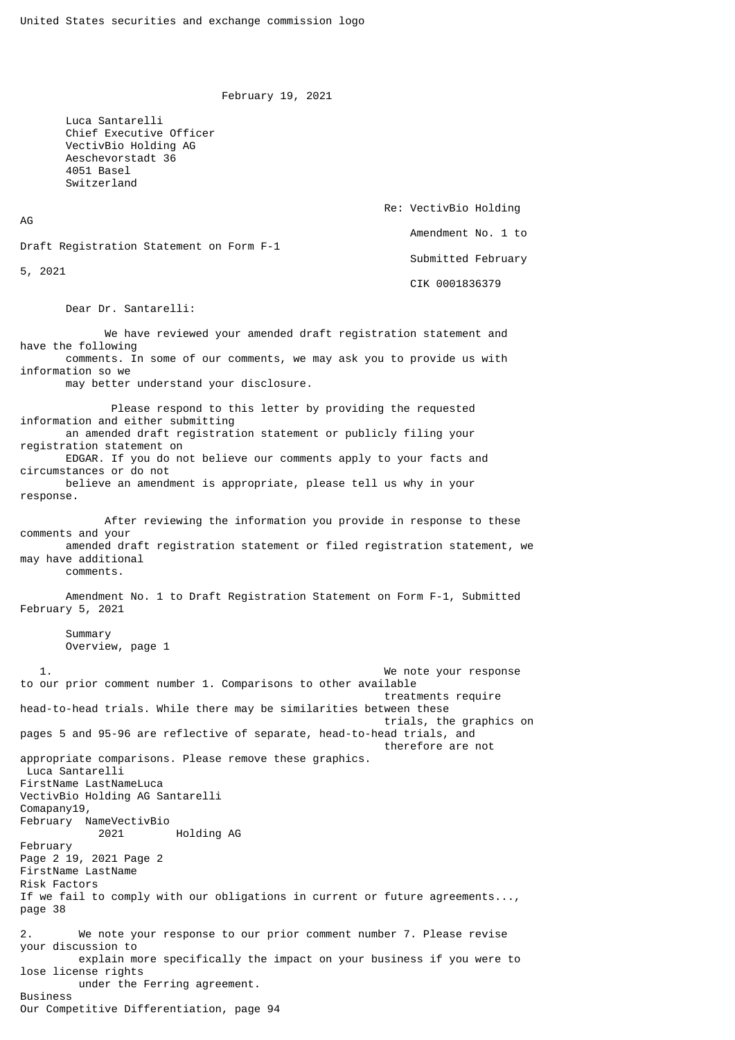United States securities and exchange commission logo

February 19, 2021

Luca Santarelli
Chief Executive Officer
VectivBio Holding AG
Aeschevorstadt 36
4051 Basel
Switzerland

Re: VectivBio Holding AG
Amendment No. 1 to Draft Registration Statement on Form F-1
Submitted February 5, 2021
CIK 0001836379

Dear Dr. Santarelli:

We have reviewed your amended draft registration statement and have the following comments. In some of our comments, we may ask you to provide us with information so we may better understand your disclosure.

Please respond to this letter by providing the requested information and either submitting an amended draft registration statement or publicly filing your registration statement on EDGAR. If you do not believe our comments apply to your facts and circumstances or do not believe an amendment is appropriate, please tell us why in your response.

After reviewing the information you provide in response to these comments and your amended draft registration statement or filed registration statement, we may have additional comments.

Amendment No. 1 to Draft Registration Statement on Form F-1, Submitted February 5, 2021

Summary
Overview, page 1

1. We note your response to our prior comment number 1. Comparisons to other available treatments require head-to-head trials. While there may be similarities between these trials, the graphics on pages 5 and 95-96 are reflective of separate, head-to-head trials, and therefore are not appropriate comparisons. Please remove these graphics.

Risk Factors
If we fail to comply with our obligations in current or future agreements..., page 38

2. We note your response to our prior comment number 7. Please revise your discussion to explain more specifically the impact on your business if you were to lose license rights under the Ferring agreement.

Business
Our Competitive Differentiation, page 94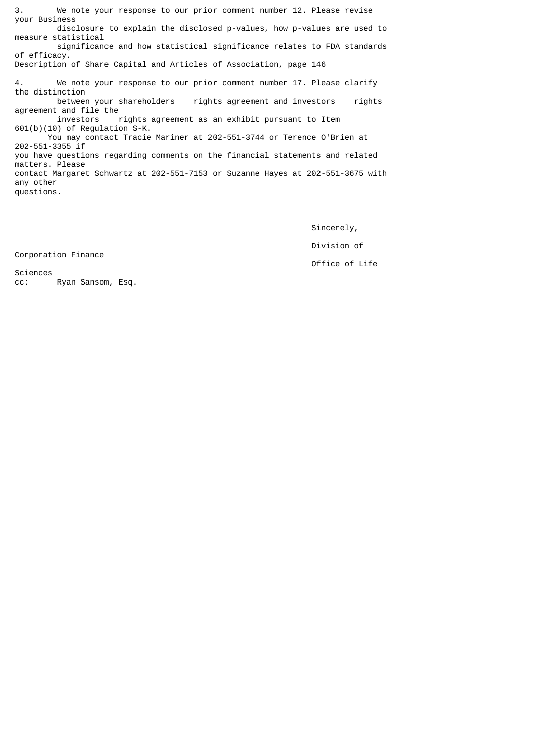3. We note your response to our prior comment number 12. Please revise your Business disclosure to explain the disclosed p-values, how p-values are used to measure statistical significance and how statistical significance relates to FDA standards of efficacy.

Description of Share Capital and Articles of Association, page 146

4. We note your response to our prior comment number 17. Please clarify the distinction between your shareholders rights agreement and investors rights agreement and file the investors rights agreement as an exhibit pursuant to Item 601(b)(10) of Regulation S-K.

You may contact Tracie Mariner at 202-551-3744 or Terence O'Brien at 202-551-3355 if you have questions regarding comments on the financial statements and related matters. Please contact Margaret Schwartz at 202-551-7153 or Suzanne Hayes at 202-551-3675 with any other questions.

Sincerely,

Division of Corporation Finance

Office of Life Sciences

cc: Ryan Sansom, Esq.